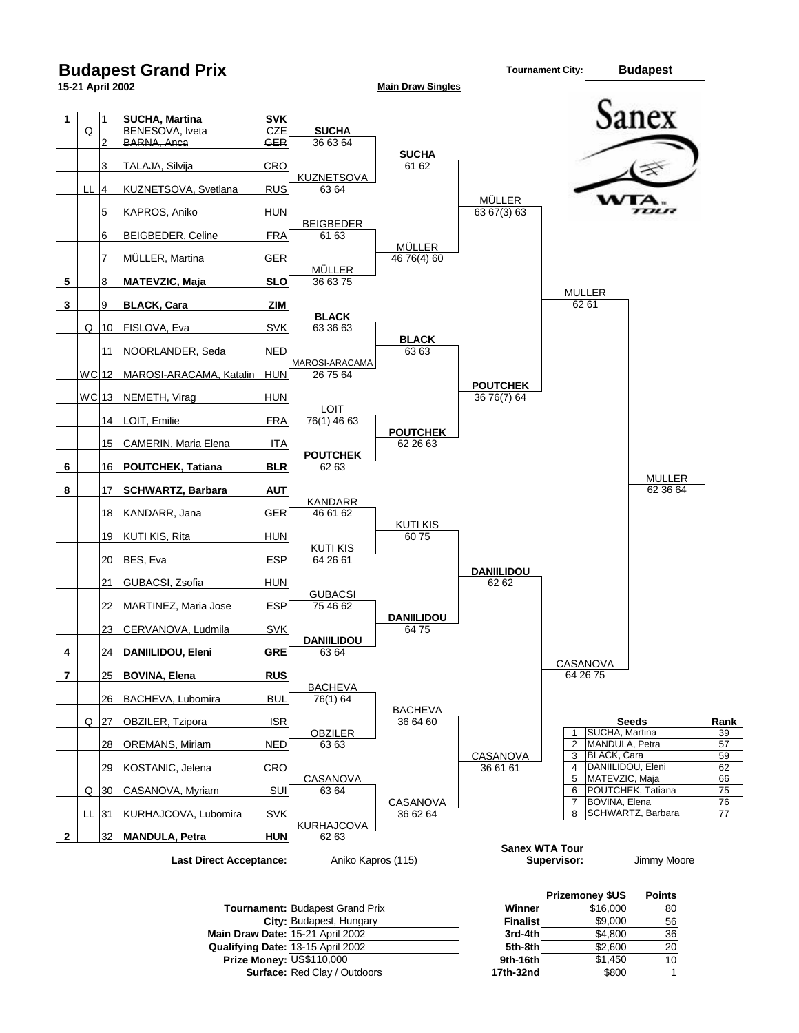# Budapest Grand Prix

**15-21 April 2002**

**Main Draw Singles**

**Tournament City:** **Budapest**

| Seed | Status | No. | Player | Nat | Round 1 | Round 2 | Quarterfinals | Semifinals | Final |
|---|---|---|---|---|---|---|---|---|---|
| 1 | | 1 | **SUCHA, Martina** | **SVK** | **SUCHA** 36 63 64 | **SUCHA** 61 62 | MÜLLER 63 67(3) 63 | MULLER 62 61 | MULLER 62 36 64 |
| | Q | | BENESOVA, Iveta | CZE | | | | | |
| | | 2 | ~~BARNA, Anca~~ | ~~GER~~ | | | | | |
| | | 3 | TALAJA, Silvija | CRO | KUZNETSOVA 63 64 | | | | |
| | LL | 4 | KUZNETSOVA, Svetlana | RUS | | | | | |
| | | 5 | KAPROS, Aniko | HUN | BEIGBEDER 61 63 | MÜLLER 46 76(4) 60 | | | |
| | | 6 | BEIGBEDER, Celine | FRA | | | | | |
| | | 7 | MÜLLER, Martina | GER | MÜLLER 36 63 75 | | | | |
| 5 | | 8 | **MATEVZIC, Maja** | **SLO** | | | | | |
| 3 | | 9 | **BLACK, Cara** | **ZIM** | **BLACK** 63 36 63 | **BLACK** 63 63 | **POUTCHEK** 36 76(7) 64 | | |
| | Q | 10 | FISLOVA, Eva | SVK | | | | | |
| | | 11 | NOORLANDER, Seda | NED | MAROSI-ARACAMA 26 75 64 | | | | |
| | WC | 12 | MAROSI-ARACAMA, Katalin | HUN | | | | | |
| | WC | 13 | NEMETH, Virag | HUN | LOIT 76(1) 46 63 | **POUTCHEK** 62 26 63 | | | |
| | | 14 | LOIT, Emilie | FRA | | | | | |
| | | 15 | CAMERIN, Maria Elena | ITA | **POUTCHEK** 62 63 | | | | |
| 6 | | 16 | **POUTCHEK, Tatiana** | **BLR** | | | | | |
| 8 | | 17 | **SCHWARTZ, Barbara** | **AUT** | KANDARR 46 61 62 | KUTI KIS 60 75 | **DANIILIDOU** 62 62 | CASANOVA 64 26 75 | |
| | | 18 | KANDARR, Jana | GER | | | | | |
| | | 19 | KUTI KIS, Rita | HUN | KUTI KIS 64 26 61 | | | | |
| | | 20 | BES, Eva | ESP | | | | | |
| | | 21 | GUBACSI, Zsofia | HUN | GUBACSI 75 46 62 | **DANIILIDOU** 64 75 | | | |
| | | 22 | MARTINEZ, Maria Jose | ESP | | | | | |
| | | 23 | CERVANOVA, Ludmila | SVK | **DANIILIDOU** 63 64 | | | | |
| 4 | | 24 | **DANIILIDOU, Eleni** | **GRE** | | | | | |
| 7 | | 25 | **BOVINA, Elena** | **RUS** | BACHEVA 76(1) 64 | BACHEVA 36 64 60 | CASANOVA 36 61 61 | | |
| | | 26 | BACHEVA, Lubomira | BUL | | | | | |
| | Q | 27 | OBZILER, Tzipora | ISR | OBZILER 63 63 | | | | |
| | | 28 | OREMANS, Miriam | NED | | | | | |
| | | 29 | KOSTANIC, Jelena | CRO | CASANOVA 63 64 | CASANOVA 36 62 64 | | | |
| | Q | 30 | CASANOVA, Myriam | SUI | | | | | |
| | LL | 31 | KURHAJCOVA, Lubomira | SVK | KURHAJCOVA 62 63 | | | | |
| 2 | | 32 | **MANDULA, Petra** | **HUN** | | | | | |

| | Seeds | Rank |
|---|---|---|
| 1 | SUCHA, Martina | 39 |
| 2 | MANDULA, Petra | 57 |
| 3 | BLACK, Cara | 59 |
| 4 | DANIILIDOU, Eleni | 62 |
| 5 | MATEVZIC, Maja | 66 |
| 6 | POUTCHEK, Tatiana | 75 |
| 7 | BOVINA, Elena | 76 |
| 8 | SCHWARTZ, Barbara | 77 |

**Last Direct Acceptance:** Aniko Kapros (115)

**Sanex WTA Tour Supervisor:** Jimmy Moore

**Tournament:** Budapest Grand Prix
**City:** Budapest, Hungary
**Main Draw Date:** 15-21 April 2002
**Qualifying Date:** 13-15 April 2002
**Prize Money:** US$110,000
**Surface:** Red Clay / Outdoors

| | Prizemoney $US | Points |
|---|---|---|
| **Winner** | $16,000 | 80 |
| **Finalist** | $9,000 | 56 |
| **3rd-4th** | $4,800 | 36 |
| **5th-8th** | $2,600 | 20 |
| **9th-16th** | $1,450 | 10 |
| **17th-32nd** | $800 | 1 |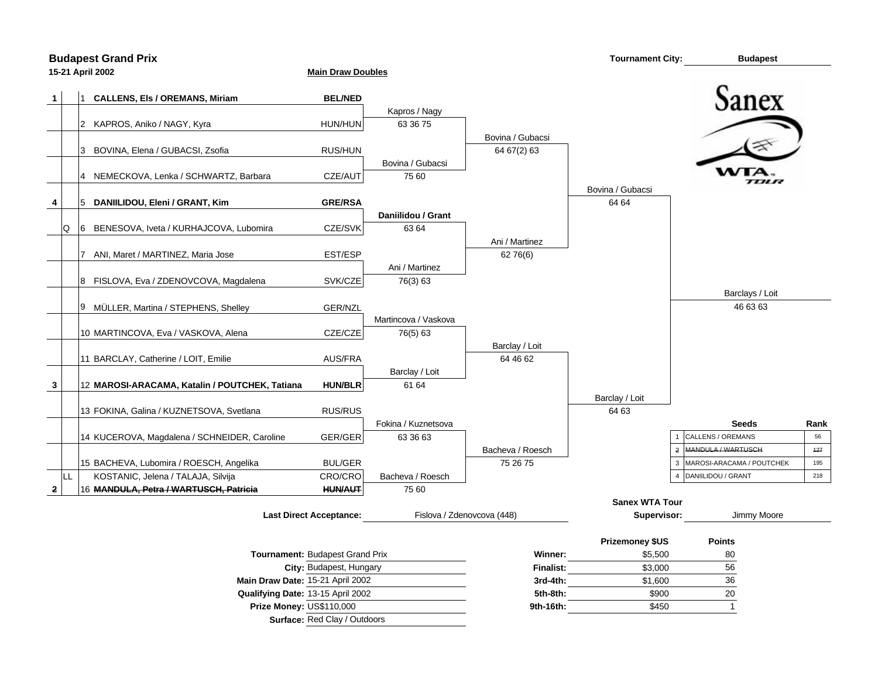**Budapest Grand Prix**

**15-21 April 2002**

**Main Draw Doubles**

**Tournament City:** Budapest

Sanex WTA Tour

| Seed | | # | Player | Nat | Round 1 | Quarterfinals | Semifinals | Final |
|---|---|---|---|---|---|---|---|---|
| **1** | | 1 | **CALLENS, Els / OREMANS, Miriam** | **BEL/NED** | Kapros / Nagy 63 36 75 | Bovina / Gubacsi 64 67(2) 63 | Bovina / Gubacsi 64 64 | Barclays / Loit 46 63 63 |
| | | 2 | KAPROS, Aniko / NAGY, Kyra | HUN/HUN | | | | |
| | | 3 | BOVINA, Elena / GUBACSI, Zsofia | RUS/HUN | Bovina / Gubacsi 75 60 | | | |
| | | 4 | NEMECKOVA, Lenka / SCHWARTZ, Barbara | CZE/AUT | | | | |
| **4** | | 5 | **DANIILIDOU, Eleni / GRANT, Kim** | **GRE/RSA** | **Daniilidou / Grant** 63 64 | Ani / Martinez 62 76(6) | | |
| | Q | 6 | BENESOVA, Iveta / KURHAJCOVA, Lubomira | CZE/SVK | | | | |
| | | 7 | ANI, Maret / MARTINEZ, Maria Jose | EST/ESP | Ani / Martinez 76(3) 63 | | | |
| | | 8 | FISLOVA, Eva / ZDENOVCOVA, Magdalena | SVK/CZE | | | | |
| | | 9 | MÜLLER, Martina / STEPHENS, Shelley | GER/NZL | Martincova / Vaskova 76(5) 63 | Barclay / Loit 64 46 62 | Barclay / Loit 64 63 | |
| | | 10 | MARTINCOVA, Eva / VASKOVA, Alena | CZE/CZE | | | | |
| | | 11 | BARCLAY, Catherine / LOIT, Emilie | AUS/FRA | Barclay / Loit 61 64 | | | |
| **3** | | 12 | **MAROSI-ARACAMA, Katalin / POUTCHEK, Tatiana** | **HUN/BLR** | | | | |
| | | 13 | FOKINA, Galina / KUZNETSOVA, Svetlana | RUS/RUS | Fokina / Kuznetsova 63 36 63 | Bacheva / Roesch 75 26 75 | | |
| | | 14 | KUCEROVA, Magdalena / SCHNEIDER, Caroline | GER/GER | | | | |
| | | 15 | BACHEVA, Lubomira / ROESCH, Angelika | BUL/GER | Bacheva / Roesch 75 60 | | | |
| | LL | | KOSTANIC, Jelena / TALAJA, Silvija | CRO/CRO | | | | |
| ~~2~~ | | 16 | ~~**MANDULA, Petra / WARTUSCH, Patricia**~~ | ~~**HUN/AUT**~~ | | | | |

| | Seeds | Rank |
|---|---|---|
| 1 | CALLENS / OREMANS | 56 |
| ~~2~~ | ~~MANDULA / WARTUSCH~~ | ~~127~~ |
| 3 | MAROSI-ARACAMA / POUTCHEK | 195 |
| 4 | DANIILIDOU / GRANT | 218 |

**Last Direct Acceptance:** Fislova / Zdenovcova (448)

**Sanex WTA Tour Supervisor:** Jimmy Moore

**Tournament:** Budapest Grand Prix
**City:** Budapest, Hungary
**Main Draw Date:** 15-21 April 2002
**Qualifying Date:** 13-15 April 2002
**Prize Money:** US$110,000
**Surface:** Red Clay / Outdoors

| | Prizemoney $US | Points |
|---|---|---|
| **Winner:** | $5,500 | 80 |
| **Finalist:** | $3,000 | 56 |
| **3rd-4th:** | $1,600 | 36 |
| **5th-8th:** | $900 | 20 |
| **9th-16th:** | $450 | 1 |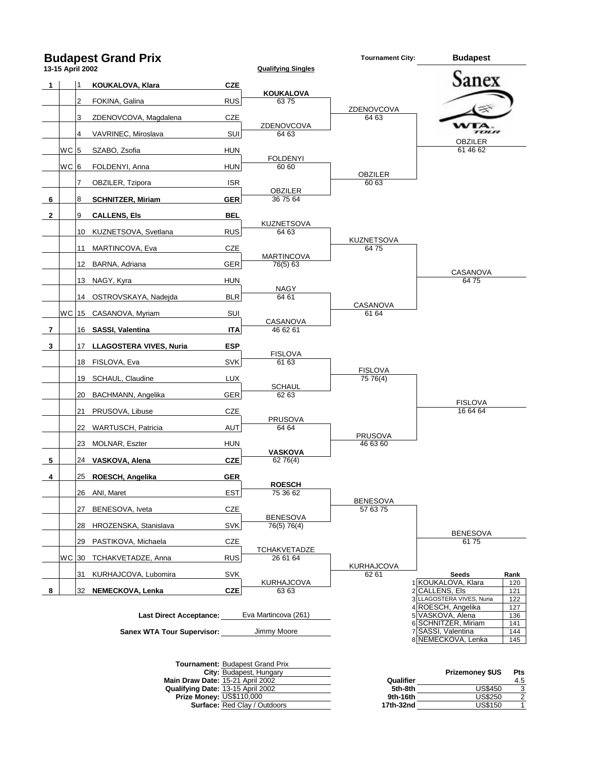# Budapest Grand Prix

**13-15 April 2002**

**Qualifying Singles**

**Tournament City:** **Budapest**

| Seed | | No. | Player | Nat | Round 1 | Round 2 | Qualifiers |
|---|---|---|---|---|---|---|---|
| **1** | | 1 | **KOUKALOVA, Klara** | **CZE** | | | |
| | | | | | **KOUKALOVA** 63 75 | | |
| | | 2 | FOKINA, Galina | RUS | | | |
| | | | | | | ZDENOVCOVA 64 63 | |
| | | 3 | ZDENOVCOVA, Magdalena | CZE | | | |
| | | | | | ZDENOVCOVA 64 63 | | |
| | | 4 | VAVRINEC, Miroslava | SUI | | | |
| | | | | | | | OBZILER 61 46 62 |
| | WC | 5 | SZABO, Zsofia | HUN | | | |
| | | | | | FOLDENYI 60 60 | | |
| | WC | 6 | FOLDENYI, Anna | HUN | | | |
| | | | | | | OBZILER 60 63 | |
| | | 7 | OBZILER, Tzipora | ISR | | | |
| | | | | | OBZILER 36 75 64 | | |
| **6** | | 8 | **SCHNITZER, Miriam** | **GER** | | | |
| **2** | | 9 | **CALLENS, Els** | **BEL** | | | |
| | | | | | KUZNETSOVA 64 63 | | |
| | | 10 | KUZNETSOVA, Svetlana | RUS | | | |
| | | | | | | KUZNETSOVA 64 75 | |
| | | 11 | MARTINCOVA, Eva | CZE | | | |
| | | | | | MARTINCOVA 76(5) 63 | | |
| | | 12 | BARNA, Adriana | GER | | | |
| | | | | | | | CASANOVA 64 75 |
| | | 13 | NAGY, Kyra | HUN | | | |
| | | | | | NAGY 64 61 | | |
| | | 14 | OSTROVSKAYA, Nadejda | BLR | | | |
| | | | | | | CASANOVA 61 64 | |
| | WC | 15 | CASANOVA, Myriam | SUI | | | |
| | | | | | CASANOVA 46 62 61 | | |
| **7** | | 16 | **SASSI, Valentina** | **ITA** | | | |
| **3** | | 17 | **LLAGOSTERA VIVES, Nuria** | **ESP** | | | |
| | | | | | FISLOVA 61 63 | | |
| | | 18 | FISLOVA, Eva | SVK | | | |
| | | | | | | FISLOVA 75 76(4) | |
| | | 19 | SCHAUL, Claudine | LUX | | | |
| | | | | | SCHAUL 62 63 | | |
| | | 20 | BACHMANN, Angelika | GER | | | |
| | | | | | | | FISLOVA 16 64 64 |
| | | 21 | PRUSOVA, Libuse | CZE | | | |
| | | | | | PRUSOVA 64 64 | | |
| | | 22 | WARTUSCH, Patricia | AUT | | | |
| | | | | | | PRUSOVA 46 63 60 | |
| | | 23 | MOLNAR, Eszter | HUN | | | |
| | | | | | **VASKOVA** 62 76(4) | | |
| **5** | | 24 | **VASKOVA, Alena** | **CZE** | | | |
| **4** | | 25 | **ROESCH, Angelika** | **GER** | | | |
| | | | | | **ROESCH** 75 36 62 | | |
| | | 26 | ANI, Maret | EST | | | |
| | | | | | | BENESOVA 57 63 75 | |
| | | 27 | BENESOVA, Iveta | CZE | | | |
| | | | | | BENESOVA 76(5) 76(4) | | |
| | | 28 | HROZENSKA, Stanislava | SVK | | | |
| | | | | | | | BENESOVA 61 75 |
| | | 29 | PASTIKOVA, Michaela | CZE | | | |
| | | | | | TCHAKVETADZE 26 61 64 | | |
| | WC | 30 | TCHAKVETADZE, Anna | RUS | | | |
| | | | | | | KURHAJCOVA 62 61 | |
| | | 31 | KURHAJCOVA, Lubomira | SVK | | | |
| | | | | | KURHAJCOVA 63 63 | | |
| **8** | | 32 | **NEMECKOVA, Lenka** | **CZE** | | | |

**Last Direct Acceptance:** Eva Martincova (261)

**Sanex WTA Tour Supervisor:** Jimmy Moore

| | Seeds | Rank |
|---|---|---|
| 1 | KOUKALOVA, Klara | 120 |
| 2 | CALLENS, Els | 121 |
| 3 | LLAGOSTERA VIVES, Nuria | 122 |
| 4 | ROESCH, Angelika | 127 |
| 5 | VASKOVA, Alena | 136 |
| 6 | SCHNITZER, Miriam | 141 |
| 7 | SASSI, Valentina | 144 |
| 8 | NEMECKOVA, Lenka | 145 |

**Tournament:** Budapest Grand Prix
**City:** Budapest, Hungary
**Main Draw Date:** 15-21 April 2002
**Qualifying Date:** 13-15 April 2002
**Prize Money:** US$110,000
**Surface:** Red Clay / Outdoors

| | Prizemoney $US | Pts |
|---|---|---|
| **Qualifier** | | 4.5 |
| **5th-8th** | US$450 | 3 |
| **9th-16th** | US$250 | 2 |
| **17th-32nd** | US$150 | 1 |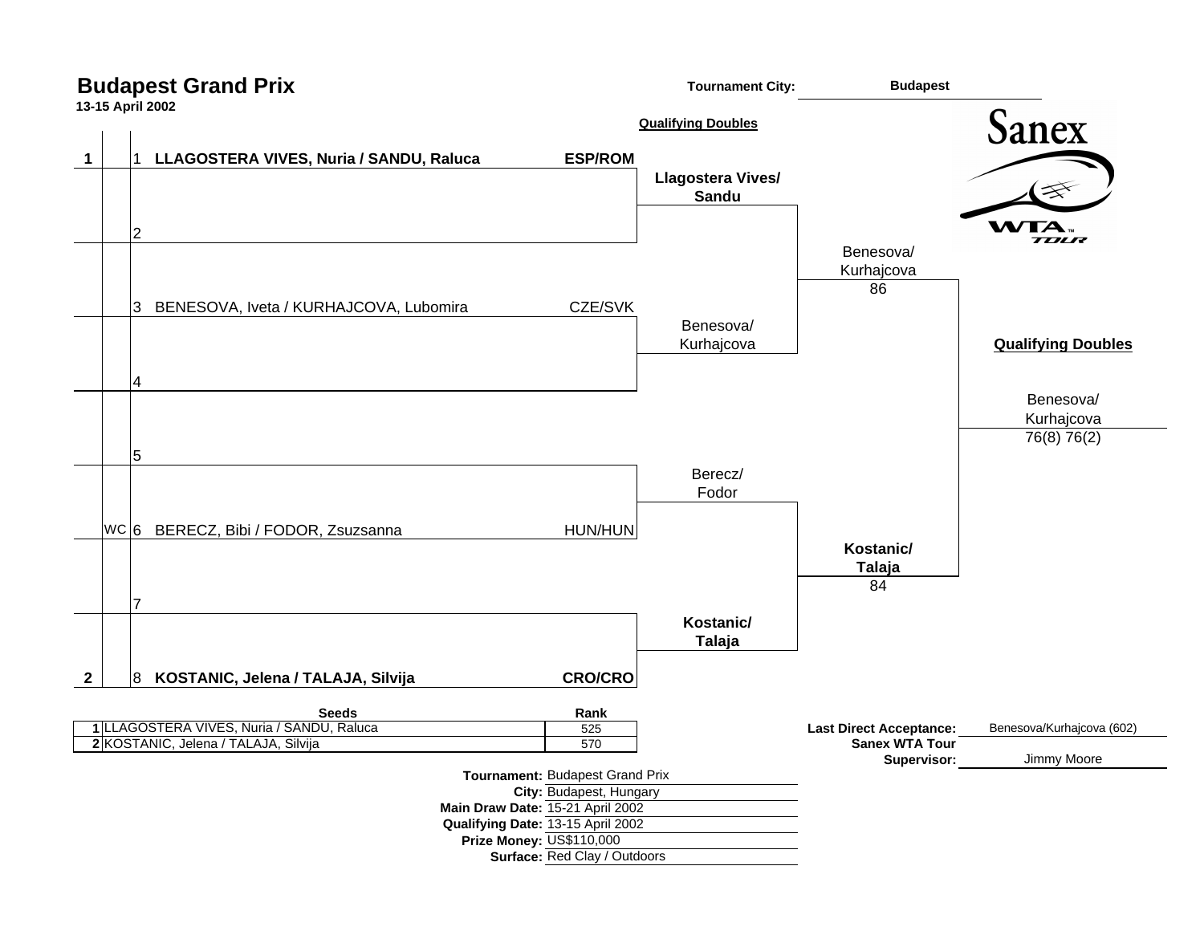# Budapest Grand Prix

**13-15 April 2002**

**Tournament City:** Budapest

**Qualifying Doubles**

| Seed | | # | Team | Country | Round 1 | Round 2 | Qualifying Doubles |
|---|---|---|---|---|---|---|---|
| 1 | | 1 | **LLAGOSTERA VIVES, Nuria / SANDU, Raluca** | **ESP/ROM** | **Llagostera Vives/ Sandu** | | |
| | | 2 | | | | Benesova/ Kurhajcova 86 | |
| | | 3 | BENESOVA, Iveta / KURHAJCOVA, Lubomira | CZE/SVK | Benesova/ Kurhajcova | | |
| | | 4 | | | | | Benesova/ Kurhajcova 76(8) 76(2) |
| | | 5 | | | Berecz/ Fodor | | |
| | WC | 6 | BERECZ, Bibi / FODOR, Zsuzsanna | HUN/HUN | | **Kostanic/ Talaja** 84 | |
| | | 7 | | | **Kostanic/ Talaja** | | |
| 2 | | 8 | **KOSTANIC, Jelena / TALAJA, Silvija** | **CRO/CRO** | | | |

| | Seeds | Rank |
|---|---|---|
| 1 | LLAGOSTERA VIVES, Nuria / SANDU, Raluca | 525 |
| 2 | KOSTANIC, Jelena / TALAJA, Silvija | 570 |

**Last Direct Acceptance:** Benesova/Kurhajcova (602)

**Sanex WTA Tour Supervisor:** Jimmy Moore

**Tournament:** Budapest Grand Prix
**City:** Budapest, Hungary
**Main Draw Date:** 15-21 April 2002
**Qualifying Date:** 13-15 April 2002
**Prize Money:** US$110,000
**Surface:** Red Clay / Outdoors